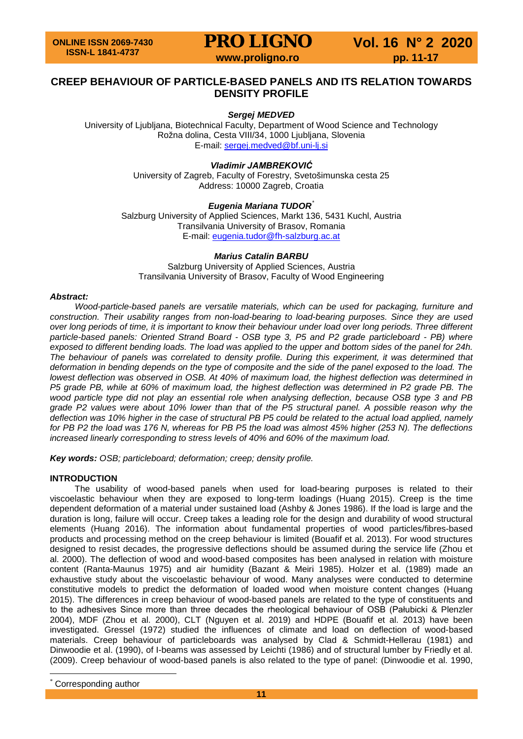# CREEP BEHAVIOUR OF PARTICLE-BASED PANELS AND ITS RELATION TOWARDS DENSITY PROFILE

***Sergej MEDVED***

University of Ljubljana, Biotechnical Faculty, Department of Wood Science and Technology
Rožna dolina, Cesta VIII/34, 1000 Ljubljana, Slovenia
E-mail: sergej.medved@bf.uni-lj.si

***Vladimir JAMBREKOVIĆ***

University of Zagreb, Faculty of Forestry, Svetošimunska cesta 25
Address: 10000 Zagreb, Croatia

***Eugenia Mariana TUDOR****

Salzburg University of Applied Sciences, Markt 136, 5431 Kuchl, Austria
Transilvania University of Brasov, Romania
E-mail: eugenia.tudor@fh-salzburg.ac.at

***Marius Catalin BARBU***

Salzburg University of Applied Sciences, Austria
Transilvania University of Brasov, Faculty of Wood Engineering

***Abstract:***

*Wood-particle-based panels are versatile materials, which can be used for packaging, furniture and construction. Their usability ranges from non-load-bearing to load-bearing purposes. Since they are used over long periods of time, it is important to know their behaviour under load over long periods. Three different particle-based panels: Oriented Strand Board - OSB type 3, P5 and P2 grade particleboard - PB) where exposed to different bending loads. The load was applied to the upper and bottom sides of the panel for 24h. The behaviour of panels was correlated to density profile. During this experiment, it was determined that deformation in bending depends on the type of composite and the side of the panel exposed to the load. The lowest deflection was observed in OSB. At 40% of maximum load, the highest deflection was determined in P5 grade PB, while at 60% of maximum load, the highest deflection was determined in P2 grade PB. The wood particle type did not play an essential role when analysing deflection, because OSB type 3 and PB grade P2 values were about 10% lower than that of the P5 structural panel. A possible reason why the deflection was 10% higher in the case of structural PB P5 could be related to the actual load applied, namely for PB P2 the load was 176 N, whereas for PB P5 the load was almost 45% higher (253 N). The deflections increased linearly corresponding to stress levels of 40% and 60% of the maximum load.*

***Key words:*** *OSB; particleboard; deformation; creep; density profile.*

## INTRODUCTION

The usability of wood-based panels when used for load-bearing purposes is related to their viscoelastic behaviour when they are exposed to long-term loadings (Huang 2015). Creep is the time dependent deformation of a material under sustained load (Ashby & Jones 1986). If the load is large and the duration is long, failure will occur. Creep takes a leading role for the design and durability of wood structural elements (Huang 2016). The information about fundamental properties of wood particles/fibres-based products and processing method on the creep behaviour is limited (Bouafif et al. 2013). For wood structures designed to resist decades, the progressive deflections should be assumed during the service life (Zhou et al. 2000). The deflection of wood and wood-based composites has been analysed in relation with moisture content (Ranta-Maunus 1975) and air humidity (Bazant & Meiri 1985). Holzer et al. (1989) made an exhaustive study about the viscoelastic behaviour of wood. Many analyses were conducted to determine constitutive models to predict the deformation of loaded wood when moisture content changes (Huang 2015). The differences in creep behaviour of wood-based panels are related to the type of constituents and to the adhesives Since more than three decades the rheological behaviour of OSB (Pałubicki & Plenzler 2004), MDF (Zhou et al. 2000), CLT (Nguyen et al. 2019) and HDPE (Bouafif et al. 2013) have been investigated. Gressel (1972) studied the influences of climate and load on deflection of wood-based materials. Creep behaviour of particleboards was analysed by Clad & Schmidt-Hellerau (1981) and Dinwoodie et al. (1990), of I-beams was assessed by Leichti (1986) and of structural lumber by Friedly et al. (2009). Creep behaviour of wood-based panels is also related to the type of panel: (Dinwoodie et al. 1990,

---

* Corresponding author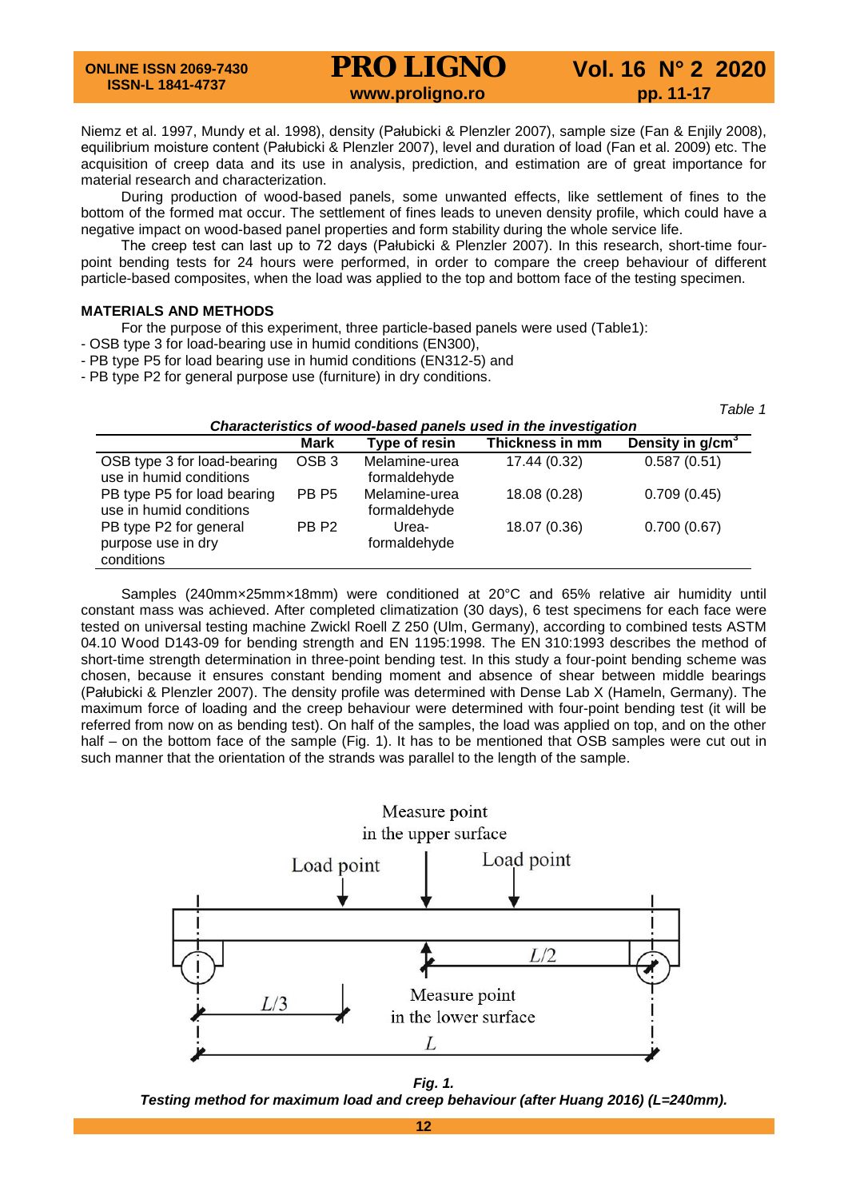Niemz et al. 1997, Mundy et al. 1998), density (Pałubicki & Plenzler 2007), sample size (Fan & Enjily 2008), equilibrium moisture content (Pałubicki & Plenzler 2007), level and duration of load (Fan et al. 2009) etc. The acquisition of creep data and its use in analysis, prediction, and estimation are of great importance for material research and characterization.

During production of wood-based panels, some unwanted effects, like settlement of fines to the bottom of the formed mat occur. The settlement of fines leads to uneven density profile, which could have a negative impact on wood-based panel properties and form stability during the whole service life.

The creep test can last up to 72 days (Pałubicki & Plenzler 2007). In this research, short-time four-point bending tests for 24 hours were performed, in order to compare the creep behaviour of different particle-based composites, when the load was applied to the top and bottom face of the testing specimen.

## MATERIALS AND METHODS

For the purpose of this experiment, three particle-based panels were used (Table1):

- OSB type 3 for load-bearing use in humid conditions (EN300),
- PB type P5 for load bearing use in humid conditions (EN312-5) and
- PB type P2 for general purpose use (furniture) in dry conditions.

*Table 1*

***Characteristics of wood-based panels used in the investigation***

| | Mark | Type of resin | Thickness in mm | Density in g/cm$^3$ |
|---|---|---|---|---|
| OSB type 3 for load-bearing use in humid conditions | OSB 3 | Melamine-urea formaldehyde | 17.44 (0.32) | 0.587 (0.51) |
| PB type P5 for load bearing use in humid conditions | PB P5 | Melamine-urea formaldehyde | 18.08 (0.28) | 0.709 (0.45) |
| PB type P2 for general purpose use in dry conditions | PB P2 | Urea-formaldehyde | 18.07 (0.36) | 0.700 (0.67) |

Samples (240mm×25mm×18mm) were conditioned at 20°C and 65% relative air humidity until constant mass was achieved. After completed climatization (30 days), 6 test specimens for each face were tested on universal testing machine Zwickl Roell Z 250 (Ulm, Germany), according to combined tests ASTM 04.10 Wood D143-09 for bending strength and EN 1195:1998. The EN 310:1993 describes the method of short-time strength determination in three-point bending test. In this study a four-point bending scheme was chosen, because it ensures constant bending moment and absence of shear between middle bearings (Pałubicki & Plenzler 2007). The density profile was determined with Dense Lab X (Hameln, Germany). The maximum force of loading and the creep behaviour were determined with four-point bending test (it will be referred from now on as bending test). On half of the samples, the load was applied on top, and on the other half – on the bottom face of the sample (Fig. 1). It has to be mentioned that OSB samples were cut out in such manner that the orientation of the strands was parallel to the length of the sample.

***Fig. 1.***
***Testing method for maximum load and creep behaviour (after Huang 2016) (L=240mm).***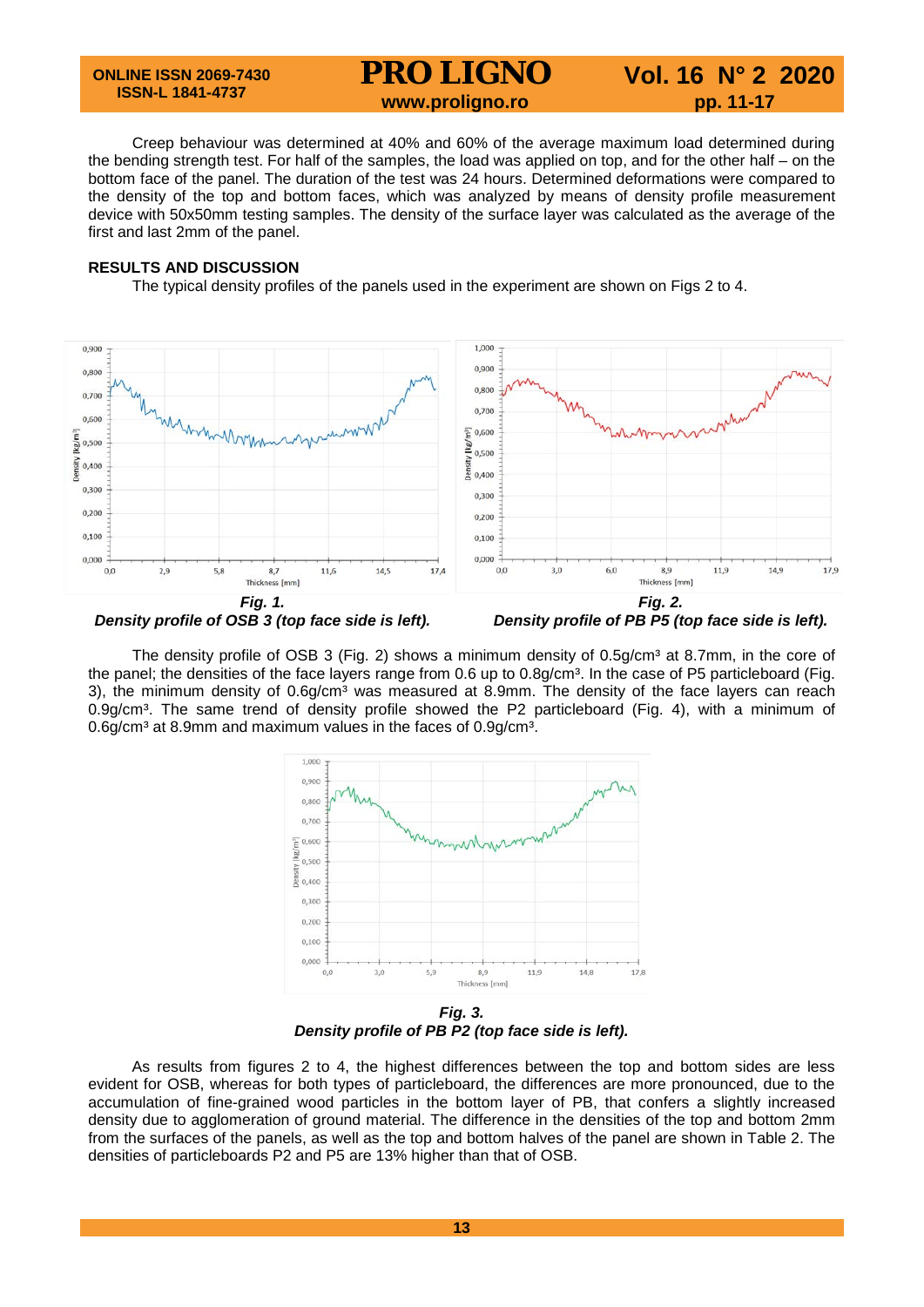Creep behaviour was determined at 40% and 60% of the average maximum load determined during the bending strength test. For half of the samples, the load was applied on top, and for the other half – on the bottom face of the panel. The duration of the test was 24 hours. Determined deformations were compared to the density of the top and bottom faces, which was analyzed by means of density profile measurement device with 50x50mm testing samples. The density of the surface layer was calculated as the average of the first and last 2mm of the panel.

## RESULTS AND DISCUSSION

The typical density profiles of the panels used in the experiment are shown on Figs 2 to 4.

***Fig. 1.***
***Density profile of OSB 3 (top face side is left).***

***Fig. 2.***
***Density profile of PB P5 (top face side is left).***

The density profile of OSB 3 (Fig. 2) shows a minimum density of 0.5g/cm³ at 8.7mm, in the core of the panel; the densities of the face layers range from 0.6 up to 0.8g/cm³. In the case of P5 particleboard (Fig. 3), the minimum density of 0.6g/cm³ was measured at 8.9mm. The density of the face layers can reach 0.9g/cm³. The same trend of density profile showed the P2 particleboard (Fig. 4), with a minimum of 0.6g/cm³ at 8.9mm and maximum values in the faces of 0.9g/cm³.

***Fig. 3.***
***Density profile of PB P2 (top face side is left).***

As results from figures 2 to 4, the highest differences between the top and bottom sides are less evident for OSB, whereas for both types of particleboard, the differences are more pronounced, due to the accumulation of fine-grained wood particles in the bottom layer of PB, that confers a slightly increased density due to agglomeration of ground material. The difference in the densities of the top and bottom 2mm from the surfaces of the panels, as well as the top and bottom halves of the panel are shown in Table 2. The densities of particleboards P2 and P5 are 13% higher than that of OSB.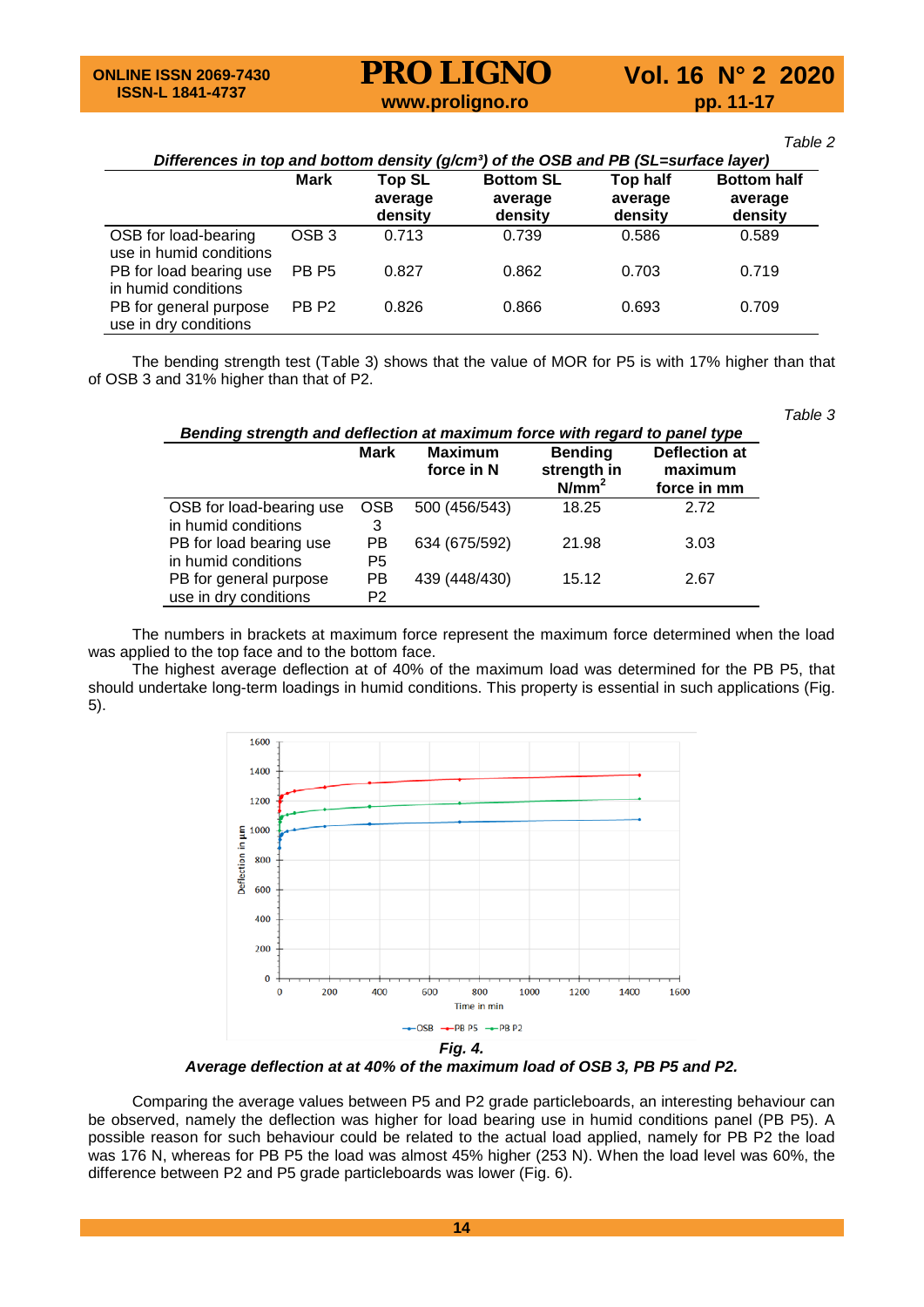*Table 2*

***Differences in top and bottom density (g/cm³) of the OSB and PB (SL=surface layer)***

| | Mark | Top SL average density | Bottom SL average density | Top half average density | Bottom half average density |
|---|---|---|---|---|---|
| OSB for load-bearing use in humid conditions | OSB 3 | 0.713 | 0.739 | 0.586 | 0.589 |
| PB for load bearing use in humid conditions | PB P5 | 0.827 | 0.862 | 0.703 | 0.719 |
| PB for general purpose use in dry conditions | PB P2 | 0.826 | 0.866 | 0.693 | 0.709 |

The bending strength test (Table 3) shows that the value of MOR for P5 is with 17% higher than that of OSB 3 and 31% higher than that of P2.

*Table 3*

***Bending strength and deflection at maximum force with regard to panel type***

| | Mark | Maximum force in N | Bending strength in N/mm² | Deflection at maximum force in mm |
|---|---|---|---|---|
| OSB for load-bearing use in humid conditions | OSB 3 | 500 (456/543) | 18.25 | 2.72 |
| PB for load bearing use in humid conditions | PB P5 | 634 (675/592) | 21.98 | 3.03 |
| PB for general purpose use in dry conditions | PB P2 | 439 (448/430) | 15.12 | 2.67 |

The numbers in brackets at maximum force represent the maximum force determined when the load was applied to the top face and to the bottom face.

The highest average deflection at of 40% of the maximum load was determined for the PB P5, that should undertake long-term loadings in humid conditions. This property is essential in such applications (Fig. 5).

***Fig. 4.***
***Average deflection at at 40% of the maximum load of OSB 3, PB P5 and P2.***

Comparing the average values between P5 and P2 grade particleboards, an interesting behaviour can be observed, namely the deflection was higher for load bearing use in humid conditions panel (PB P5). A possible reason for such behaviour could be related to the actual load applied, namely for PB P2 the load was 176 N, whereas for PB P5 the load was almost 45% higher (253 N). When the load level was 60%, the difference between P2 and P5 grade particleboards was lower (Fig. 6).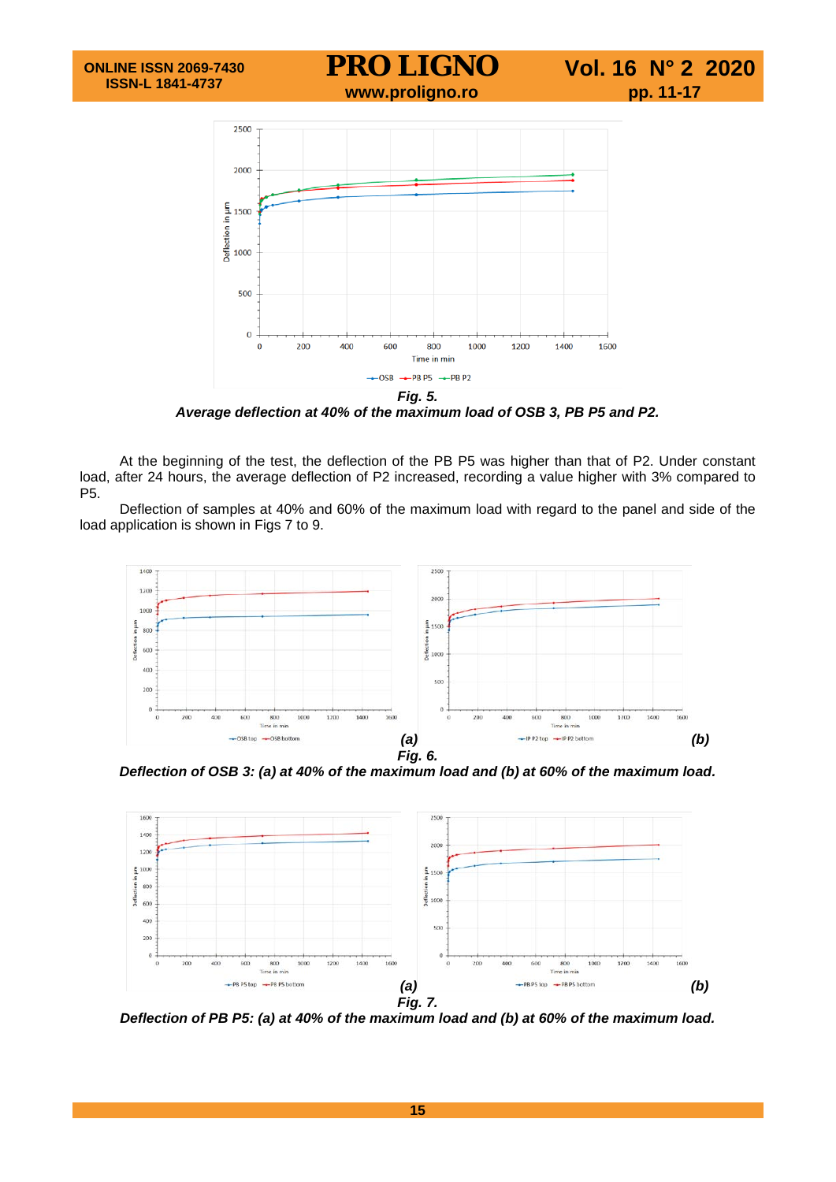*Fig. 5.*
***Average deflection at 40% of the maximum load of OSB 3, PB P5 and P2.***

At the beginning of the test, the deflection of the PB P5 was higher than that of P2. Under constant load, after 24 hours, the average deflection of P2 increased, recording a value higher with 3% compared to P5.

Deflection of samples at 40% and 60% of the maximum load with regard to the panel and side of the load application is shown in Figs 7 to 9.

*Fig. 6.*
***Deflection of OSB 3: (a) at 40% of the maximum load and (b) at 60% of the maximum load.***

*Fig. 7.*
***Deflection of PB P5: (a) at 40% of the maximum load and (b) at 60% of the maximum load.***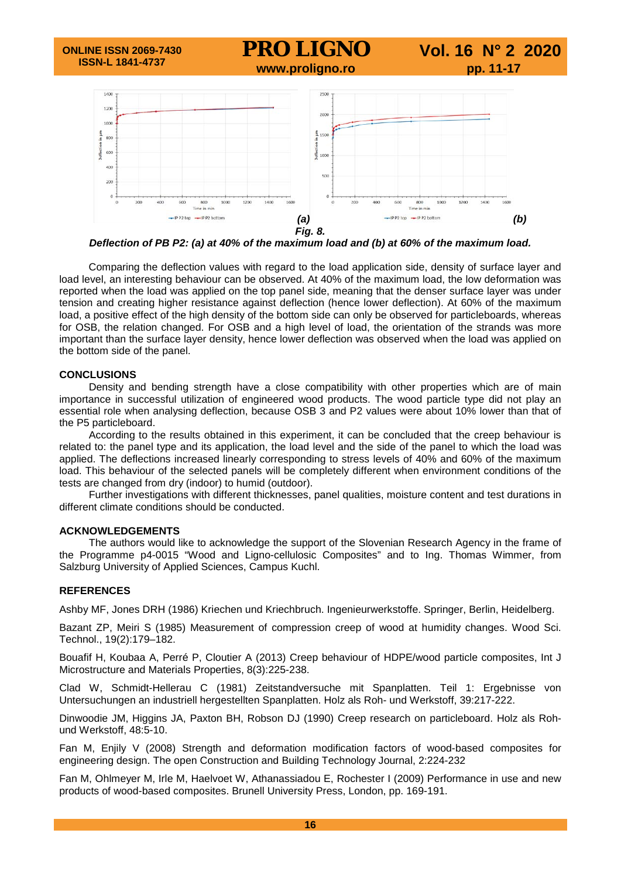Fig. 8.

***Deflection of PB P2: (a) at 40% of the maximum load and (b) at 60% of the maximum load.***

Comparing the deflection values with regard to the load application side, density of surface layer and load level, an interesting behaviour can be observed. At 40% of the maximum load, the low deformation was reported when the load was applied on the top panel side, meaning that the denser surface layer was under tension and creating higher resistance against deflection (hence lower deflection). At 60% of the maximum load, a positive effect of the high density of the bottom side can only be observed for particleboards, whereas for OSB, the relation changed. For OSB and a high level of load, the orientation of the strands was more important than the surface layer density, hence lower deflection was observed when the load was applied on the bottom side of the panel.

## CONCLUSIONS

Density and bending strength have a close compatibility with other properties which are of main importance in successful utilization of engineered wood products. The wood particle type did not play an essential role when analysing deflection, because OSB 3 and P2 values were about 10% lower than that of the P5 particleboard.

According to the results obtained in this experiment, it can be concluded that the creep behaviour is related to: the panel type and its application, the load level and the side of the panel to which the load was applied. The deflections increased linearly corresponding to stress levels of 40% and 60% of the maximum load. This behaviour of the selected panels will be completely different when environment conditions of the tests are changed from dry (indoor) to humid (outdoor).

Further investigations with different thicknesses, panel qualities, moisture content and test durations in different climate conditions should be conducted.

## ACKNOWLEDGEMENTS

The authors would like to acknowledge the support of the Slovenian Research Agency in the frame of the Programme p4-0015 "Wood and Ligno-cellulosic Composites" and to Ing. Thomas Wimmer, from Salzburg University of Applied Sciences, Campus Kuchl.

## REFERENCES

Ashby MF, Jones DRH (1986) Kriechen und Kriechbruch. Ingenieurwerkstoffe. Springer, Berlin, Heidelberg.

Bazant ZP, Meiri S (1985) Measurement of compression creep of wood at humidity changes. Wood Sci. Technol., 19(2):179–182.

Bouafif H, Koubaa A, Perré P, Cloutier A (2013) Creep behaviour of HDPE/wood particle composites, Int J Microstructure and Materials Properties, 8(3):225-238.

Clad W, Schmidt-Hellerau C (1981) Zeitstandversuche mit Spanplatten. Teil 1: Ergebnisse von Untersuchungen an industriell hergestellten Spanplatten. Holz als Roh- und Werkstoff, 39:217-222.

Dinwoodie JM, Higgins JA, Paxton BH, Robson DJ (1990) Creep research on particleboard. Holz als Roh- und Werkstoff, 48:5-10.

Fan M, Enjily V (2008) Strength and deformation modification factors of wood-based composites for engineering design. The open Construction and Building Technology Journal, 2:224-232

Fan M, Ohlmeyer M, Irle M, Haelvoet W, Athanassiadou E, Rochester I (2009) Performance in use and new products of wood-based composites. Brunell University Press, London, pp. 169-191.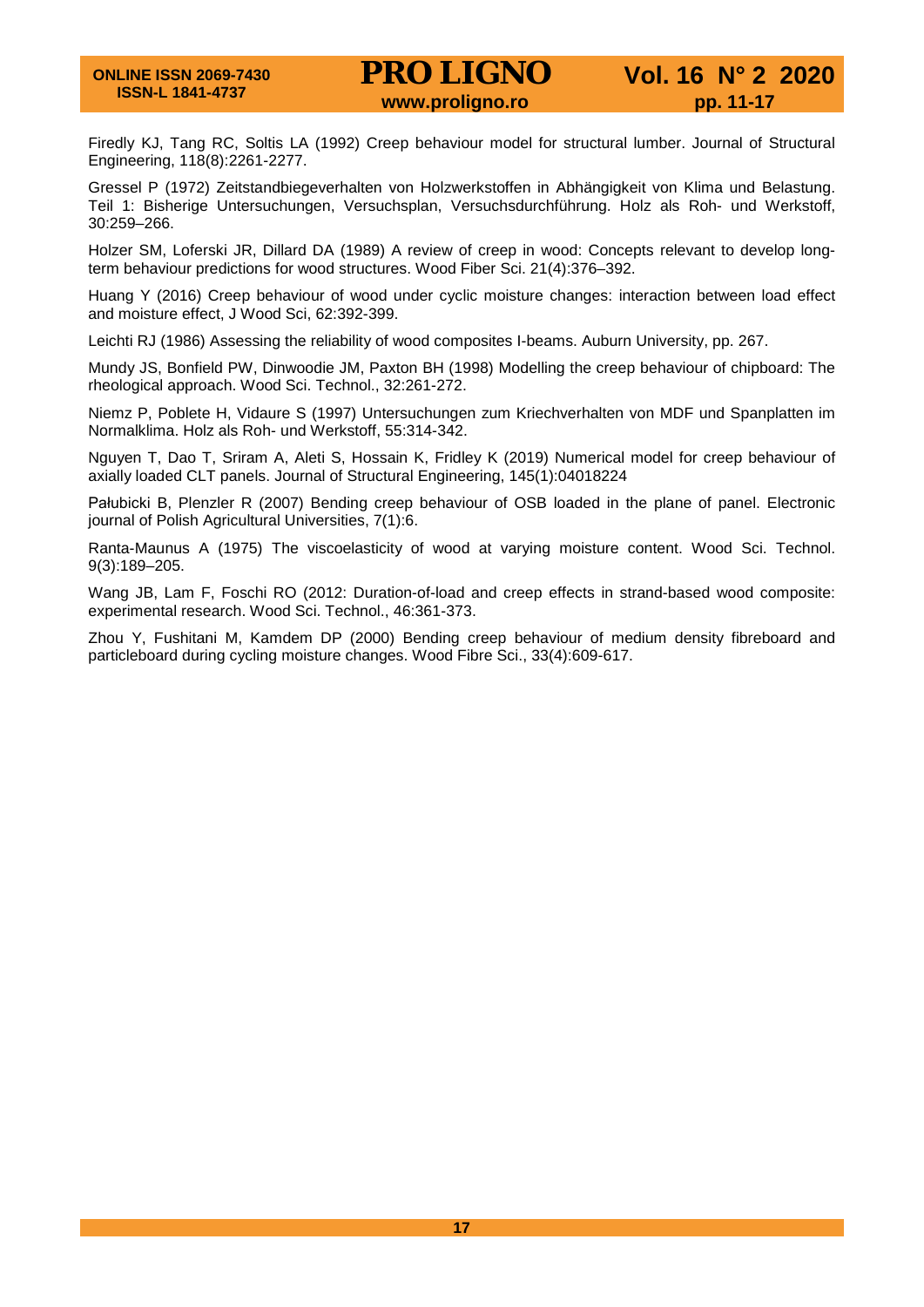Firedly KJ, Tang RC, Soltis LA (1992) Creep behaviour model for structural lumber. Journal of Structural Engineering, 118(8):2261-2277.

Gressel P (1972) Zeitstandbiegeverhalten von Holzwerkstoffen in Abhängigkeit von Klima und Belastung. Teil 1: Bisherige Untersuchungen, Versuchsplan, Versuchsdurchführung. Holz als Roh- und Werkstoff, 30:259–266.

Holzer SM, Loferski JR, Dillard DA (1989) A review of creep in wood: Concepts relevant to develop long-term behaviour predictions for wood structures. Wood Fiber Sci. 21(4):376–392.

Huang Y (2016) Creep behaviour of wood under cyclic moisture changes: interaction between load effect and moisture effect, J Wood Sci, 62:392-399.

Leichti RJ (1986) Assessing the reliability of wood composites I-beams. Auburn University, pp. 267.

Mundy JS, Bonfield PW, Dinwoodie JM, Paxton BH (1998) Modelling the creep behaviour of chipboard: The rheological approach. Wood Sci. Technol., 32:261-272.

Niemz P, Poblete H, Vidaure S (1997) Untersuchungen zum Kriechverhalten von MDF und Spanplatten im Normalklima. Holz als Roh- und Werkstoff, 55:314-342.

Nguyen T, Dao T, Sriram A, Aleti S, Hossain K, Fridley K (2019) Numerical model for creep behaviour of axially loaded CLT panels. Journal of Structural Engineering, 145(1):04018224

Pałubicki B, Plenzler R (2007) Bending creep behaviour of OSB loaded in the plane of panel. Electronic journal of Polish Agricultural Universities, 7(1):6.

Ranta-Maunus A (1975) The viscoelasticity of wood at varying moisture content. Wood Sci. Technol. 9(3):189–205.

Wang JB, Lam F, Foschi RO (2012: Duration-of-load and creep effects in strand-based wood composite: experimental research. Wood Sci. Technol., 46:361-373.

Zhou Y, Fushitani M, Kamdem DP (2000) Bending creep behaviour of medium density fibreboard and particleboard during cycling moisture changes. Wood Fibre Sci., 33(4):609-617.